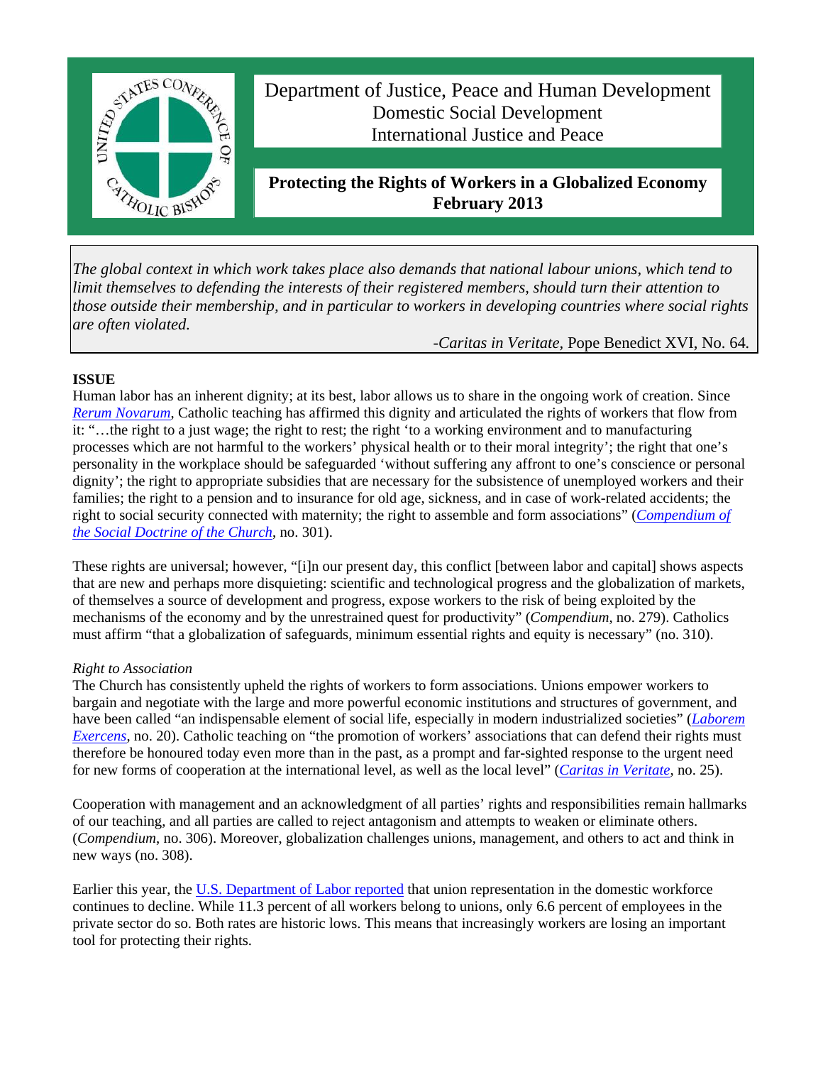Department of Justice, Peace and Human Development
Domestic Social Development
International Justice and Peace

# Protecting the Rights of Workers in a Globalized Economy
**February 2013**

> *The global context in which work takes place also demands that national labour unions, which tend to limit themselves to defending the interests of their registered members, should turn their attention to those outside their membership, and in particular to workers in developing countries where social rights are often violated.*
>
> -*Caritas in Veritate*, Pope Benedict XVI, No. 64.

**ISSUE**

Human labor has an inherent dignity; at its best, labor allows us to share in the ongoing work of creation. Since *Rerum Novarum*, Catholic teaching has affirmed this dignity and articulated the rights of workers that flow from it: "…the right to a just wage; the right to rest; the right 'to a working environment and to manufacturing processes which are not harmful to the workers' physical health or to their moral integrity'; the right that one's personality in the workplace should be safeguarded 'without suffering any affront to one's conscience or personal dignity'; the right to appropriate subsidies that are necessary for the subsistence of unemployed workers and their families; the right to a pension and to insurance for old age, sickness, and in case of work-related accidents; the right to social security connected with maternity; the right to assemble and form associations" (*Compendium of the Social Doctrine of the Church*, no. 301).

These rights are universal; however, "[i]n our present day, this conflict [between labor and capital] shows aspects that are new and perhaps more disquieting: scientific and technological progress and the globalization of markets, of themselves a source of development and progress, expose workers to the risk of being exploited by the mechanisms of the economy and by the unrestrained quest for productivity" (*Compendium*, no. 279). Catholics must affirm "that a globalization of safeguards, minimum essential rights and equity is necessary" (no. 310).

*Right to Association*

The Church has consistently upheld the rights of workers to form associations. Unions empower workers to bargain and negotiate with the large and more powerful economic institutions and structures of government, and have been called "an indispensable element of social life, especially in modern industrialized societies" (*Laborem Exercens*, no. 20). Catholic teaching on "the promotion of workers' associations that can defend their rights must therefore be honoured today even more than in the past, as a prompt and far-sighted response to the urgent need for new forms of cooperation at the international level, as well as the local level" (*Caritas in Veritate*, no. 25).

Cooperation with management and an acknowledgment of all parties' rights and responsibilities remain hallmarks of our teaching, and all parties are called to reject antagonism and attempts to weaken or eliminate others. (*Compendium*, no. 306). Moreover, globalization challenges unions, management, and others to act and think in new ways (no. 308).

Earlier this year, the U.S. Department of Labor reported that union representation in the domestic workforce continues to decline. While 11.3 percent of all workers belong to unions, only 6.6 percent of employees in the private sector do so. Both rates are historic lows. This means that increasingly workers are losing an important tool for protecting their rights.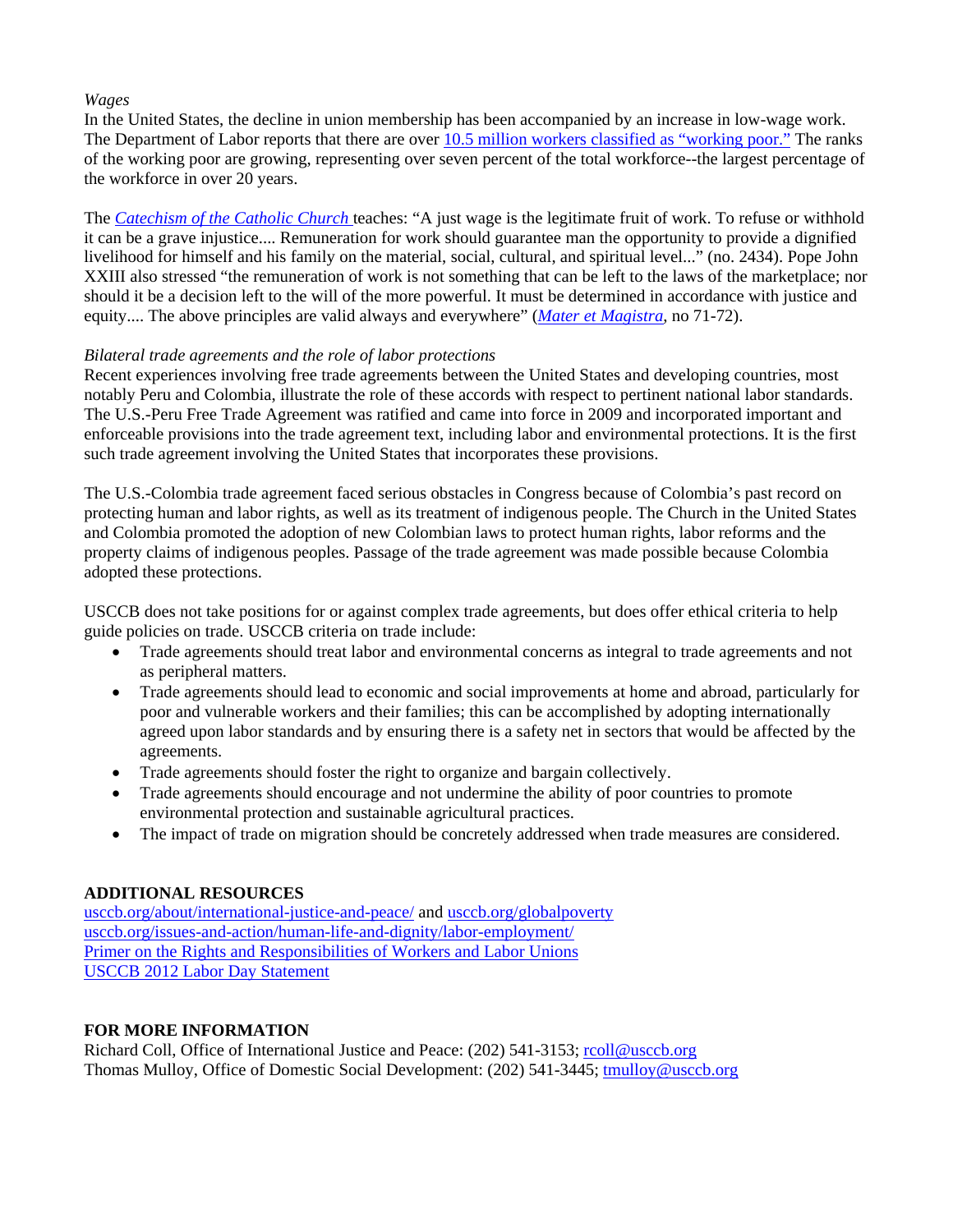*Wages*

In the United States, the decline in union membership has been accompanied by an increase in low-wage work. The Department of Labor reports that there are over 10.5 million workers classified as "working poor." The ranks of the working poor are growing, representing over seven percent of the total workforce--the largest percentage of the workforce in over 20 years.

The *Catechism of the Catholic Church* teaches: "A just wage is the legitimate fruit of work. To refuse or withhold it can be a grave injustice.... Remuneration for work should guarantee man the opportunity to provide a dignified livelihood for himself and his family on the material, social, cultural, and spiritual level..." (no. 2434). Pope John XXIII also stressed "the remuneration of work is not something that can be left to the laws of the marketplace; nor should it be a decision left to the will of the more powerful. It must be determined in accordance with justice and equity.... The above principles are valid always and everywhere" (*Mater et Magistra*, no 71-72).

*Bilateral trade agreements and the role of labor protections*

Recent experiences involving free trade agreements between the United States and developing countries, most notably Peru and Colombia, illustrate the role of these accords with respect to pertinent national labor standards. The U.S.-Peru Free Trade Agreement was ratified and came into force in 2009 and incorporated important and enforceable provisions into the trade agreement text, including labor and environmental protections. It is the first such trade agreement involving the United States that incorporates these provisions.

The U.S.-Colombia trade agreement faced serious obstacles in Congress because of Colombia's past record on protecting human and labor rights, as well as its treatment of indigenous people. The Church in the United States and Colombia promoted the adoption of new Colombian laws to protect human rights, labor reforms and the property claims of indigenous peoples. Passage of the trade agreement was made possible because Colombia adopted these protections.

USCCB does not take positions for or against complex trade agreements, but does offer ethical criteria to help guide policies on trade. USCCB criteria on trade include:

- Trade agreements should treat labor and environmental concerns as integral to trade agreements and not as peripheral matters.
- Trade agreements should lead to economic and social improvements at home and abroad, particularly for poor and vulnerable workers and their families; this can be accomplished by adopting internationally agreed upon labor standards and by ensuring there is a safety net in sectors that would be affected by the agreements.
- Trade agreements should foster the right to organize and bargain collectively.
- Trade agreements should encourage and not undermine the ability of poor countries to promote environmental protection and sustainable agricultural practices.
- The impact of trade on migration should be concretely addressed when trade measures are considered.

**ADDITIONAL RESOURCES**

usccb.org/about/international-justice-and-peace/ and usccb.org/globalpoverty
usccb.org/issues-and-action/human-life-and-dignity/labor-employment/
Primer on the Rights and Responsibilities of Workers and Labor Unions
USCCB 2012 Labor Day Statement

**FOR MORE INFORMATION**

Richard Coll, Office of International Justice and Peace: (202) 541-3153; rcoll@usccb.org
Thomas Mulloy, Office of Domestic Social Development: (202) 541-3445; tmulloy@usccb.org